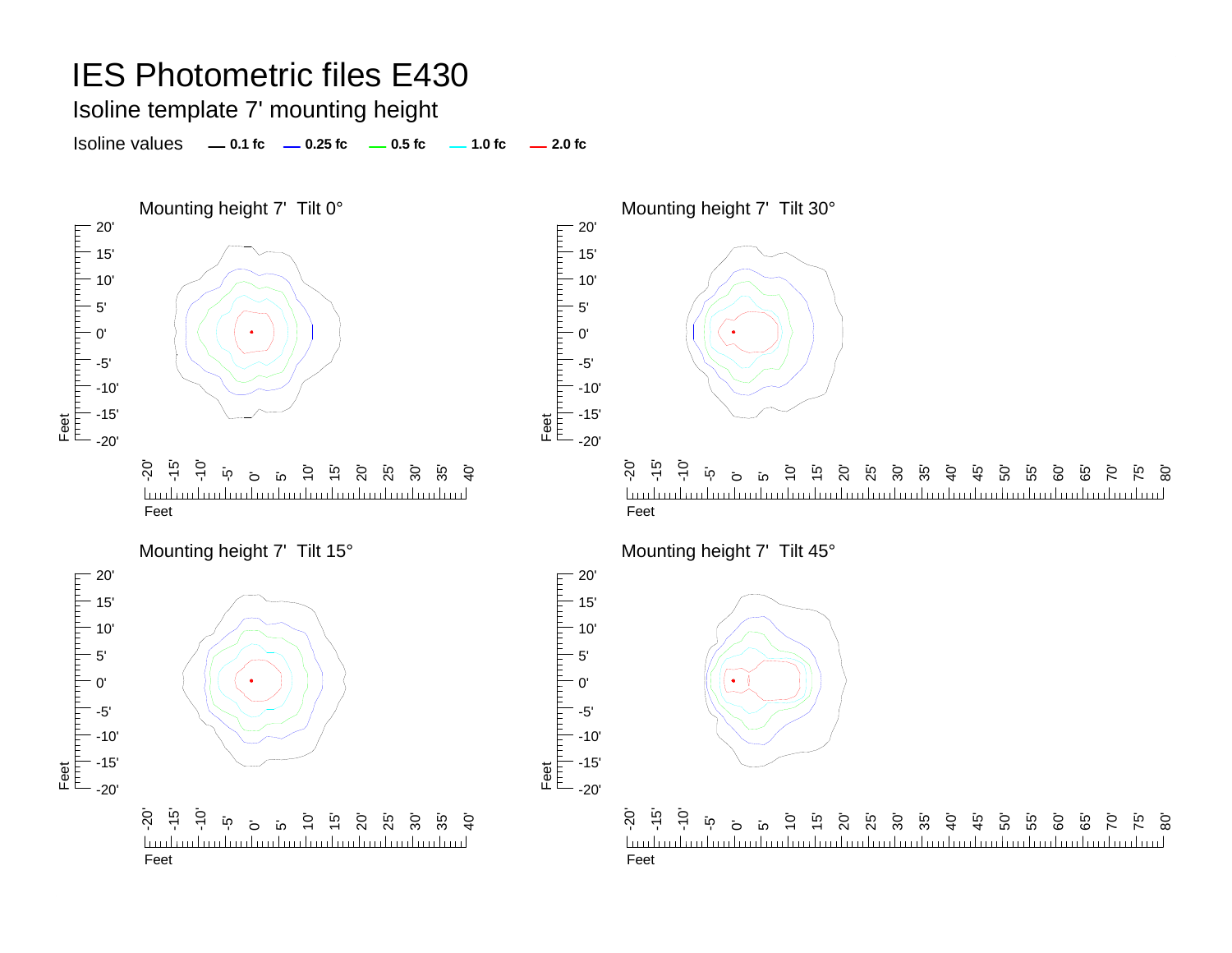# IES Photometric files E430

## Isoline template 7' mounting height

Isoline values — 0.1 fc — 0.25 fc — 0.5 fc — 1.0 fc — 2.0 fc

### Mounting height 7' Tilt 0°

Feet: 20', 15', 10', 5', 0', -5', -10', -15', -20'

Feet: -20', -15', -10', -5', 0', 5', 10', 15', 20', 25', 30', 35', 40'

### Mounting height 7' Tilt 30°

Feet: 20', 15', 10', 5', 0', -5', -10', -15', -20'

Feet: -20', -15', -10', -5', 0', 5', 10', 15', 20', 25', 30', 35', 40', 45', 50', 55', 60', 65', 70', 75', 80'

### Mounting height 7' Tilt 15°

Feet: 20', 15', 10', 5', 0', -5', -10', -15', -20'

Feet: -20', -15', -10', -5', 0', 5', 10', 15', 20', 25', 30', 35', 40'

### Mounting height 7' Tilt 45°

Feet: 20', 15', 10', 5', 0', -5', -10', -15', -20'

Feet: -20', -15', -10', -5', 0', 5', 10', 15', 20', 25', 30', 35', 40', 45', 50', 55', 60', 65', 70', 75', 80'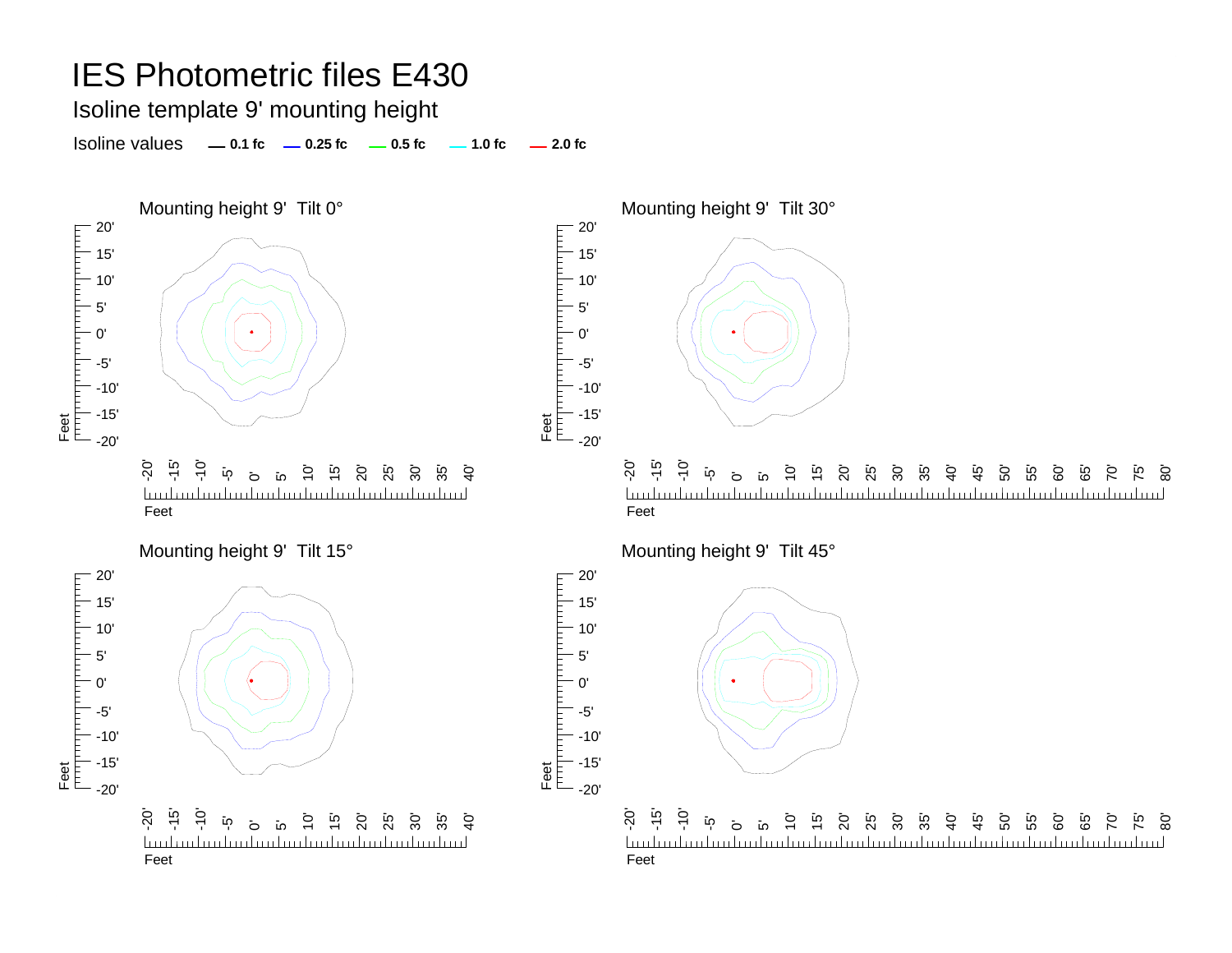# IES Photometric files E430

## Isoline template 9' mounting height

Isoline values — **0.1 fc** — **0.25 fc** — **0.5 fc** — **1.0 fc** — **2.0 fc**

### Mounting height 9' Tilt 0°

### Mounting height 9' Tilt 30°

### Mounting height 9' Tilt 15°

### Mounting height 9' Tilt 45°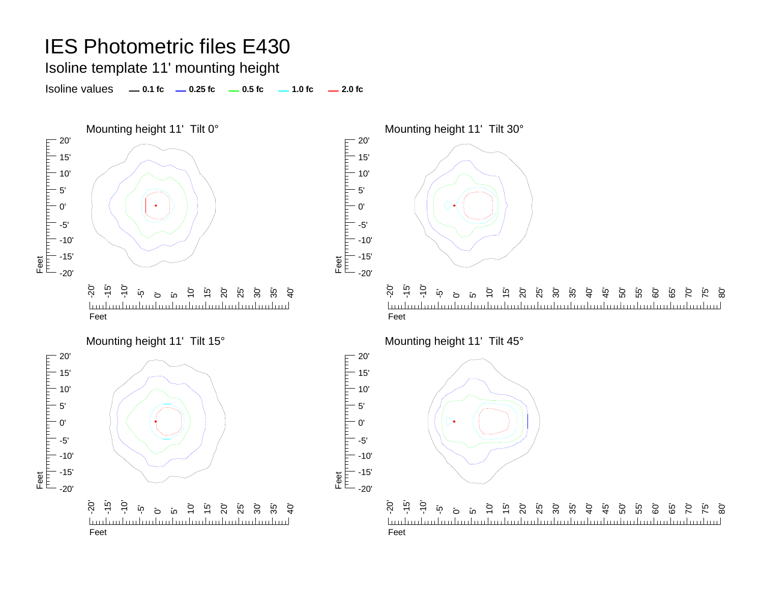# IES Photometric files E430

## Isoline template 11' mounting height

Isoline values — 0.1 fc — 0.25 fc — 0.5 fc — 1.0 fc — 2.0 fc

Mounting height 11' Tilt 0°

Mounting height 11' Tilt 30°

Mounting height 11' Tilt 15°

Mounting height 11' Tilt 45°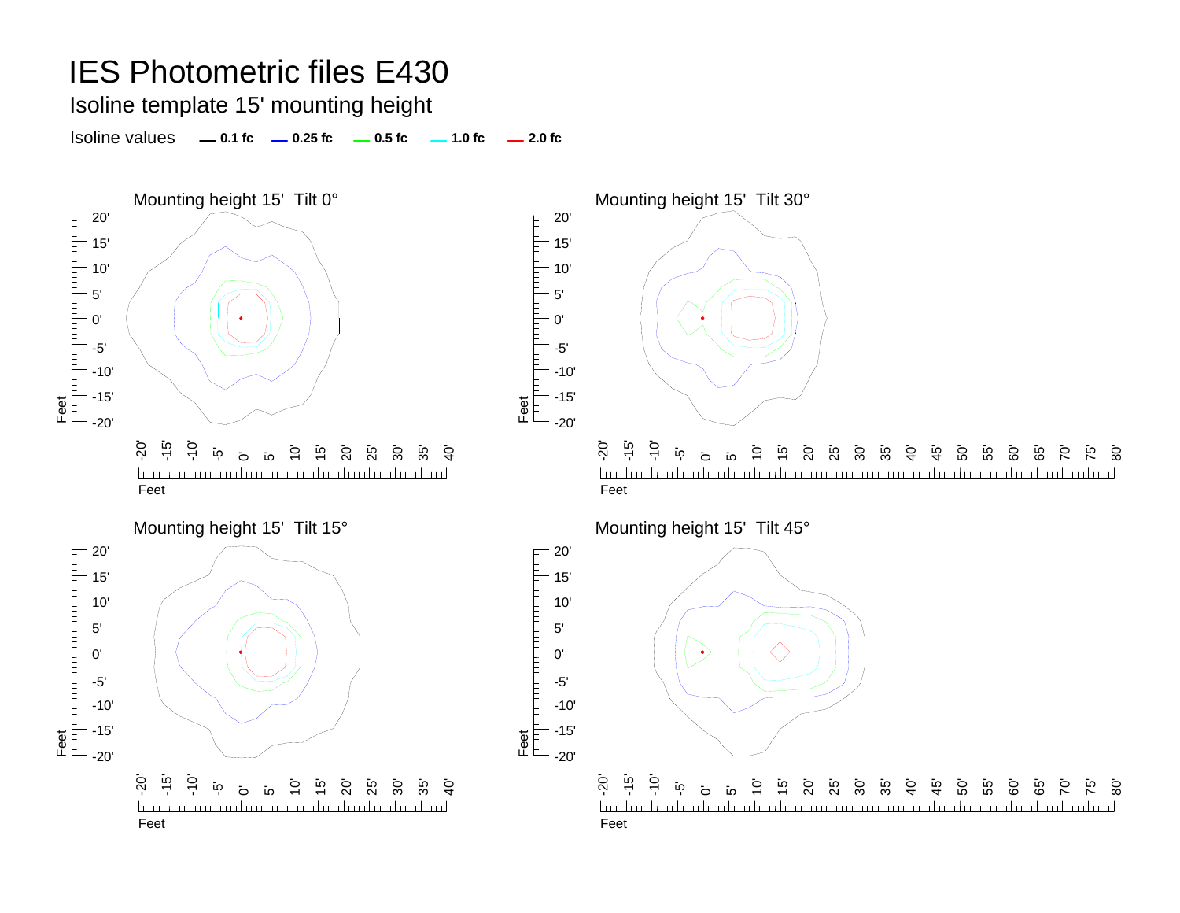# IES Photometric files E430

## Isoline template 15' mounting height

Isoline values — 0.1 fc — 0.25 fc — 0.5 fc — 1.0 fc — 2.0 fc

Mounting height 15' Tilt 0°

Mounting height 15' Tilt 30°

Mounting height 15' Tilt 15°

Mounting height 15' Tilt 45°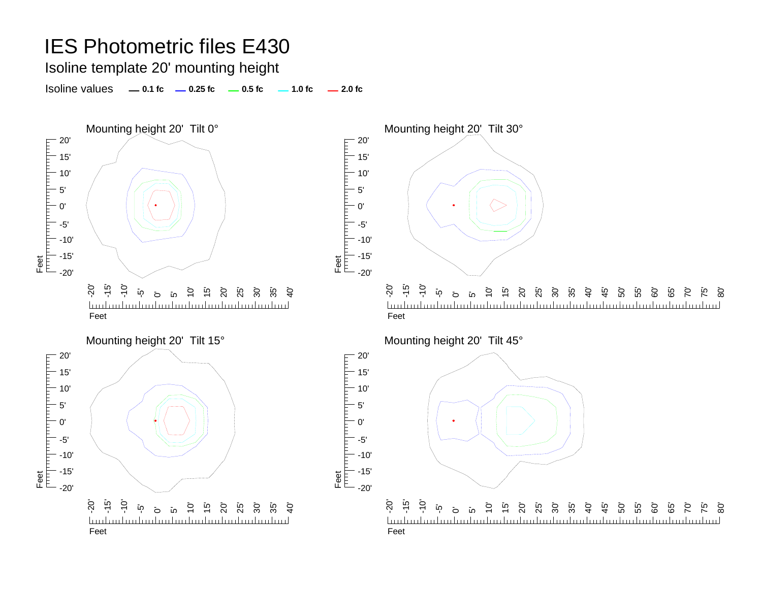# IES Photometric files E430

## Isoline template 20' mounting height

Isoline values — 0.1 fc — 0.25 fc — 0.5 fc — 1.0 fc — 2.0 fc

### Mounting height 20' Tilt 0°

### Mounting height 20' Tilt 30°

### Mounting height 20' Tilt 15°

### Mounting height 20' Tilt 45°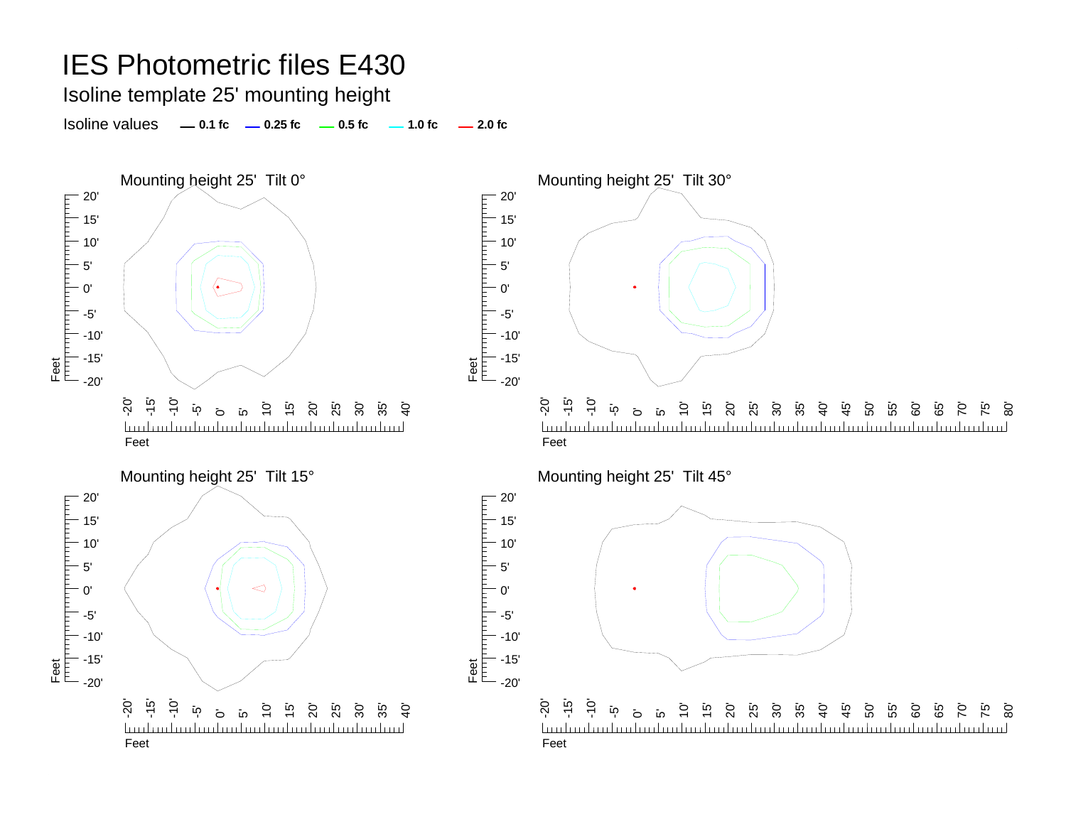# IES Photometric files E430

Isoline template 25' mounting height

Isoline values — 0.1 fc — 0.25 fc — 0.5 fc — 1.0 fc — 2.0 fc

Mounting height 25' Tilt 0°

Mounting height 25' Tilt 30°

Mounting height 25' Tilt 15°

Mounting height 25' Tilt 45°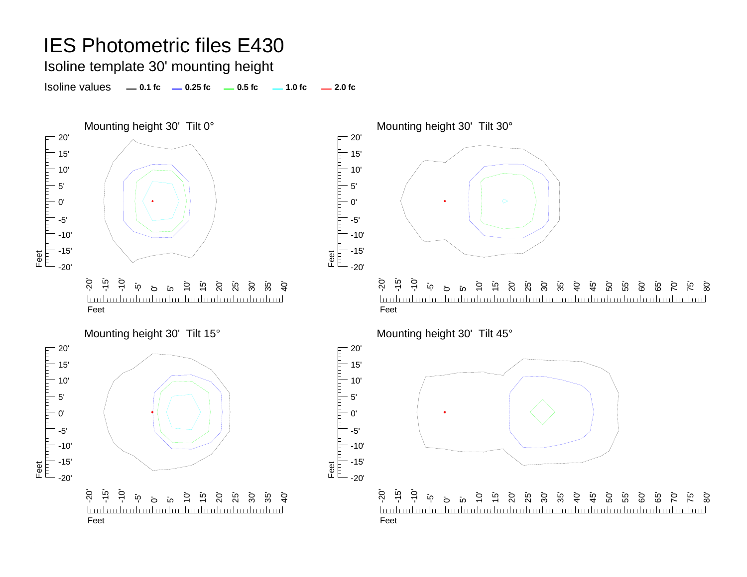# IES Photometric files E430

## Isoline template 30' mounting height

Isoline values — 0.1 fc — 0.25 fc — 0.5 fc — 1.0 fc — 2.0 fc

Mounting height 30' Tilt 0°

20' 15' 10' 5' 0' -5' -10' -15' -20'

Feet

-20' -15' -10' -5' 0' 5' 10' 15' 20' 25' 30' 35' 40'

Feet

Mounting height 30' Tilt 30°

20' 15' 10' 5' 0' -5' -10' -15' -20'

Feet

-20' -15' -10' -5' 0' 5' 10' 15' 20' 25' 30' 35' 40' 45' 50' 55' 60' 65' 70' 75' 80'

Feet

Mounting height 30' Tilt 15°

20' 15' 10' 5' 0' -5' -10' -15' -20'

Feet

-20' -15' -10' -5' 0' 5' 10' 15' 20' 25' 30' 35' 40'

Feet

Mounting height 30' Tilt 45°

20' 15' 10' 5' 0' -5' -10' -15' -20'

Feet

-20' -15' -10' -5' 0' 5' 10' 15' 20' 25' 30' 35' 40' 45' 50' 55' 60' 65' 70' 75' 80'

Feet